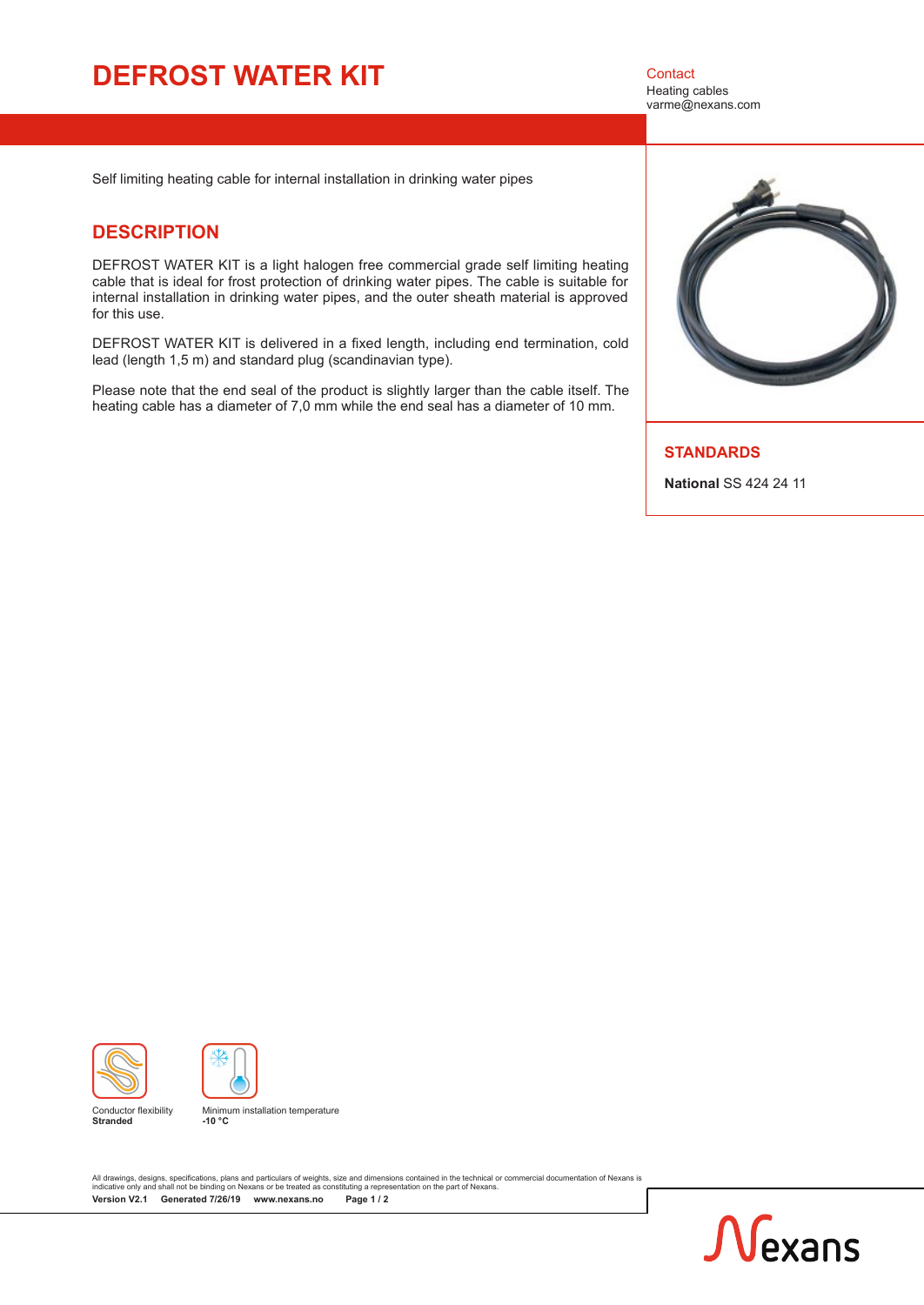# DEFROST WATER KIT

Contact
Heating cables
varme@nexans.com

Self limiting heating cable for internal installation in drinking water pipes

## DESCRIPTION

DEFROST WATER KIT is a light halogen free commercial grade self limiting heating cable that is ideal for frost protection of drinking water pipes. The cable is suitable for internal installation in drinking water pipes, and the outer sheath material is approved for this use.

DEFROST WATER KIT is delivered in a fixed length, including end termination, cold lead (length 1,5 m) and standard plug (scandinavian type).

Please note that the end seal of the product is slightly larger than the cable itself. The heating cable has a diameter of 7,0 mm while the end seal has a diameter of 10 mm.

## STANDARDS

**National** SS 424 24 11

Conductor flexibility
**Stranded**

Minimum installation temperature
**-10 °C**

All drawings, designs, specifications, plans and particulars of weights, size and dimensions contained in the technical or commercial documentation of Nexans is indicative only and shall not be binding on Nexans or be treated as constituting a representation on the part of Nexans.

**Version V2.1 Generated 7/26/19 www.nexans.no**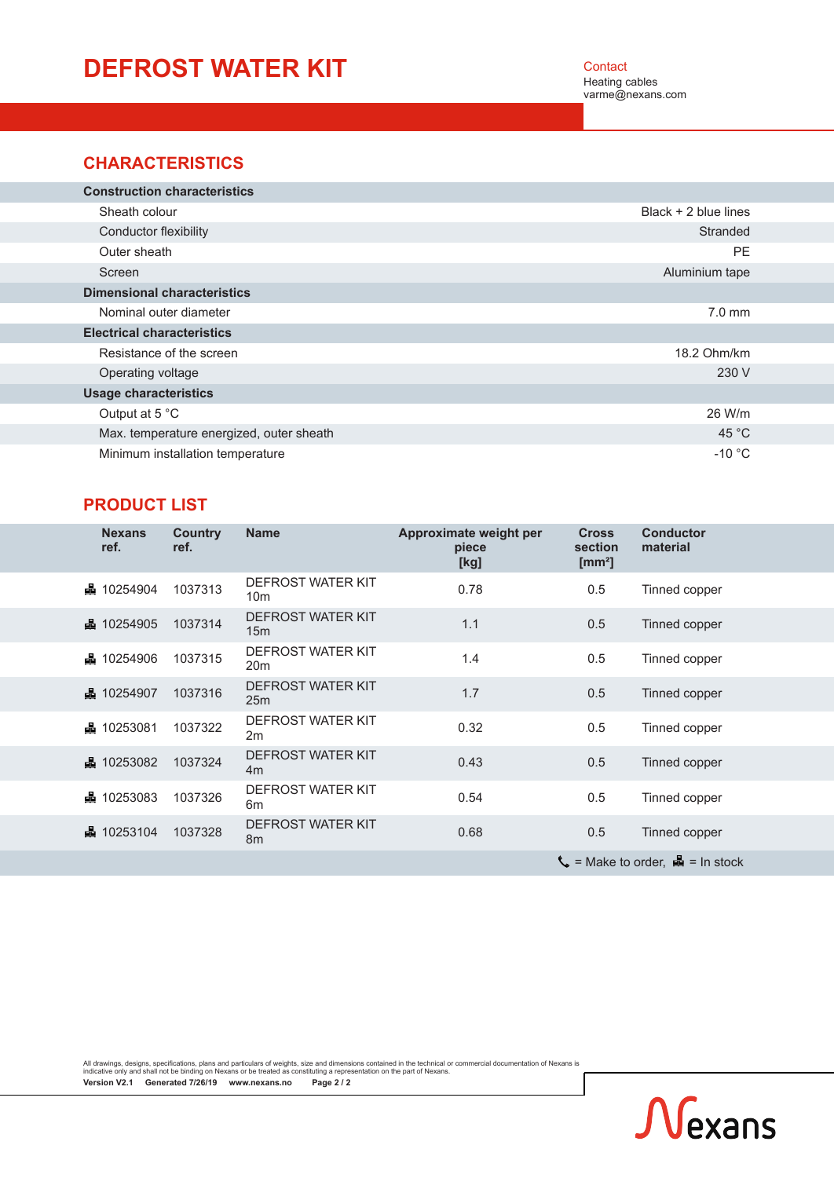# DEFROST WATER KIT

Contact
Heating cables
varme@nexans.com

## CHARACTERISTICS

| | |
|---|---|
| **Construction characteristics** | |
| Sheath colour | Black + 2 blue lines |
| Conductor flexibility | Stranded |
| Outer sheath | PE |
| Screen | Aluminium tape |
| **Dimensional characteristics** | |
| Nominal outer diameter | 7.0 mm |
| **Electrical characteristics** | |
| Resistance of the screen | 18.2 Ohm/km |
| Operating voltage | 230 V |
| **Usage characteristics** | |
| Output at 5 °C | 26 W/m |
| Max. temperature energized, outer sheath | 45 °C |
| Minimum installation temperature | -10 °C |

## PRODUCT LIST

| Nexans ref. | Country ref. | Name | Approximate weight per piece [kg] | Cross section [mm²] | Conductor material |
|---|---|---|---|---|---|
| 10254904 | 1037313 | DEFROST WATER KIT 10m | 0.78 | 0.5 | Tinned copper |
| 10254905 | 1037314 | DEFROST WATER KIT 15m | 1.1 | 0.5 | Tinned copper |
| 10254906 | 1037315 | DEFROST WATER KIT 20m | 1.4 | 0.5 | Tinned copper |
| 10254907 | 1037316 | DEFROST WATER KIT 25m | 1.7 | 0.5 | Tinned copper |
| 10253081 | 1037322 | DEFROST WATER KIT 2m | 0.32 | 0.5 | Tinned copper |
| 10253082 | 1037324 | DEFROST WATER KIT 4m | 0.43 | 0.5 | Tinned copper |
| 10253083 | 1037326 | DEFROST WATER KIT 6m | 0.54 | 0.5 | Tinned copper |
| 10253104 | 1037328 | DEFROST WATER KIT 8m | 0.68 | 0.5 | Tinned copper |

= Make to order, = In stock

All drawings, designs, specifications, plans and particulars of weights, size and dimensions contained in the technical or commercial documentation of Nexans is indicative only and shall not be binding on Nexans or be treated as constituting a representation on the part of Nexans.

Version V2.1 Generated 7/26/19 www.nexans.no